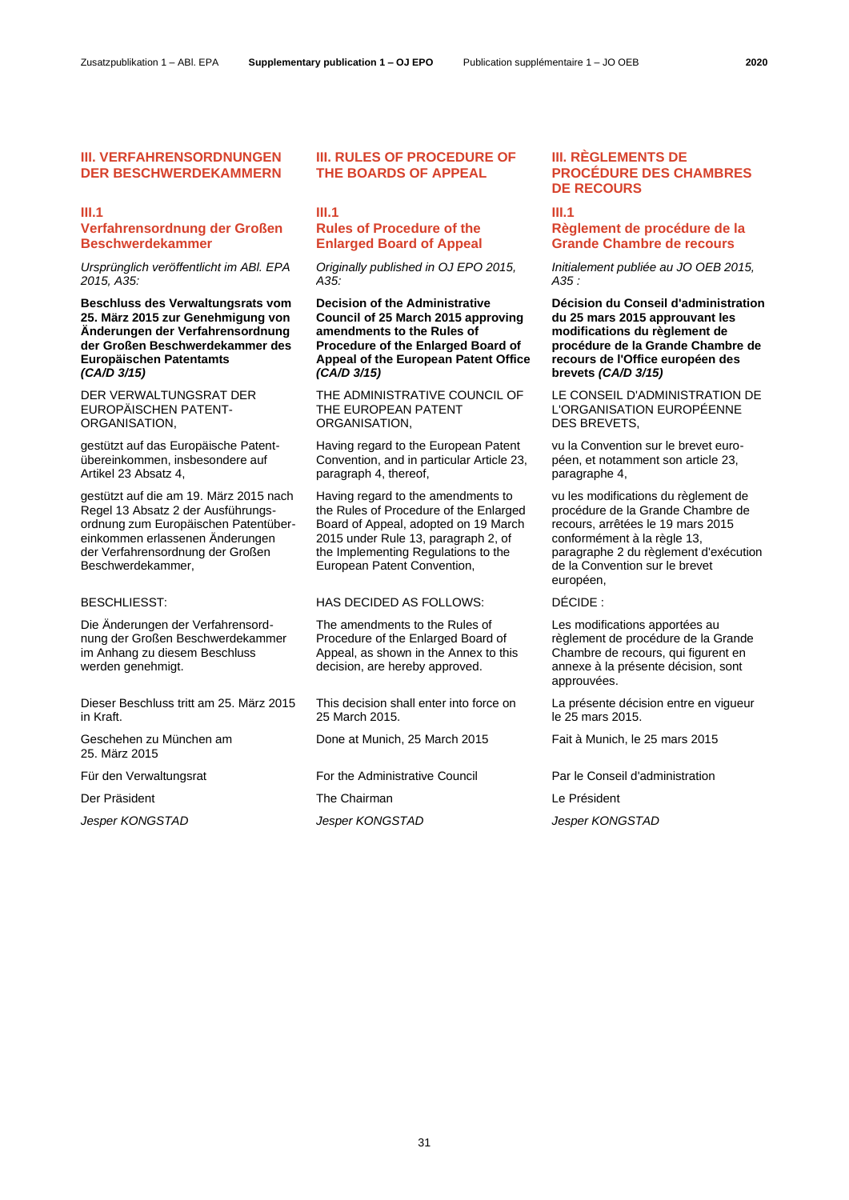# III. VERFAHRENSORDNUNGEN DER BESCHWERDEKAMMERN

## III.1 Verfahrensordnung der Großen Beschwerdekammer

*Ursprünglich veröffentlicht im ABl. EPA 2015, A35:*

**Beschluss des Verwaltungsrats vom 25. März 2015 zur Genehmigung von Änderungen der Verfahrensordnung der Großen Beschwerdekammer des Europäischen Patentamts *(CA/D 3/15)***

DER VERWALTUNGSRAT DER EUROPÄISCHEN PATENT-ORGANISATION,

gestützt auf das Europäische Patentübereinkommen, insbesondere auf Artikel 23 Absatz 4,

gestützt auf die am 19. März 2015 nach Regel 13 Absatz 2 der Ausführungsordnung zum Europäischen Patentübereinkommen erlassenen Änderungen der Verfahrensordnung der Großen Beschwerdekammer,

BESCHLIESST:

Die Änderungen der Verfahrensordnung der Großen Beschwerdekammer im Anhang zu diesem Beschluss werden genehmigt.

Dieser Beschluss tritt am 25. März 2015 in Kraft.

Geschehen zu München am 25. März 2015

Für den Verwaltungsrat

Der Präsident

*Jesper KONGSTAD*

# III. RULES OF PROCEDURE OF THE BOARDS OF APPEAL

## III.1 Rules of Procedure of the Enlarged Board of Appeal

*Originally published in OJ EPO 2015, A35:*

**Decision of the Administrative Council of 25 March 2015 approving amendments to the Rules of Procedure of the Enlarged Board of Appeal of the European Patent Office *(CA/D 3/15)***

THE ADMINISTRATIVE COUNCIL OF THE EUROPEAN PATENT ORGANISATION,

Having regard to the European Patent Convention, and in particular Article 23, paragraph 4, thereof,

Having regard to the amendments to the Rules of Procedure of the Enlarged Board of Appeal, adopted on 19 March 2015 under Rule 13, paragraph 2, of the Implementing Regulations to the European Patent Convention,

HAS DECIDED AS FOLLOWS:

The amendments to the Rules of Procedure of the Enlarged Board of Appeal, as shown in the Annex to this decision, are hereby approved.

This decision shall enter into force on 25 March 2015.

Done at Munich, 25 March 2015

For the Administrative Council

The Chairman

*Jesper KONGSTAD*

# III. RÈGLEMENTS DE PROCÉDURE DES CHAMBRES DE RECOURS

## III.1 Règlement de procédure de la Grande Chambre de recours

*Initialement publiée au JO OEB 2015, A35 :*

**Décision du Conseil d'administration du 25 mars 2015 approuvant les modifications du règlement de procédure de la Grande Chambre de recours de l'Office européen des brevets *(CA/D 3/15)***

LE CONSEIL D'ADMINISTRATION DE L'ORGANISATION EUROPÉENNE DES BREVETS,

vu la Convention sur le brevet européen, et notamment son article 23, paragraphe 4,

vu les modifications du règlement de procédure de la Grande Chambre de recours, arrêtées le 19 mars 2015 conformément à la règle 13, paragraphe 2 du règlement d'exécution de la Convention sur le brevet européen,

DÉCIDE :

Les modifications apportées au règlement de procédure de la Grande Chambre de recours, qui figurent en annexe à la présente décision, sont approuvées.

La présente décision entre en vigueur le 25 mars 2015.

Fait à Munich, le 25 mars 2015

Par le Conseil d'administration

Le Président

*Jesper KONGSTAD*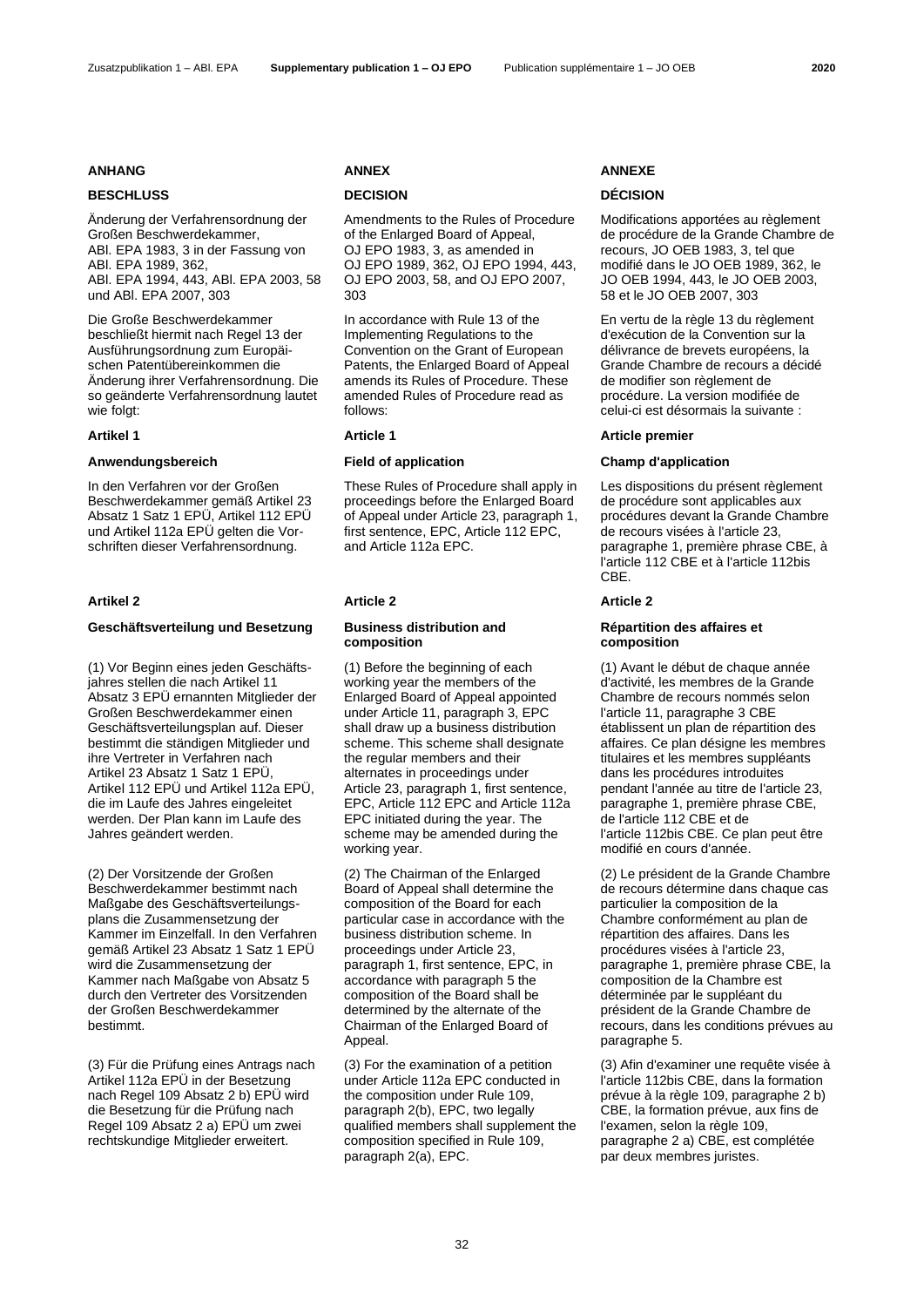## ANHANG

### BESCHLUSS

Änderung der Verfahrensordnung der Großen Beschwerdekammer, ABl. EPA 1983, 3 in der Fassung von ABl. EPA 1989, 362, ABl. EPA 1994, 443, ABl. EPA 2003, 58 und ABl. EPA 2007, 303

Die Große Beschwerdekammer beschließt hiermit nach Regel 13 der Ausführungsordnung zum Europäischen Patentübereinkommen die Änderung ihrer Verfahrensordnung. Die so geänderte Verfahrensordnung lautet wie folgt:

**Artikel 1**

**Anwendungsbereich**

In den Verfahren vor der Großen Beschwerdekammer gemäß Artikel 23 Absatz 1 Satz 1 EPÜ, Artikel 112 EPÜ und Artikel 112a EPÜ gelten die Vorschriften dieser Verfahrensordnung.

**Artikel 2**

**Geschäftsverteilung und Besetzung**

(1) Vor Beginn eines jeden Geschäftsjahres stellen die nach Artikel 11 Absatz 3 EPÜ ernannten Mitglieder der Großen Beschwerdekammer einen Geschäftsverteilungsplan auf. Dieser bestimmt die ständigen Mitglieder und ihre Vertreter in Verfahren nach Artikel 23 Absatz 1 Satz 1 EPÜ, Artikel 112 EPÜ und Artikel 112a EPÜ, die im Laufe des Jahres eingeleitet werden. Der Plan kann im Laufe des Jahres geändert werden.

(2) Der Vorsitzende der Großen Beschwerdekammer bestimmt nach Maßgabe des Geschäftsverteilungsplans die Zusammensetzung der Kammer im Einzelfall. In den Verfahren gemäß Artikel 23 Absatz 1 Satz 1 EPÜ wird die Zusammensetzung der Kammer nach Maßgabe von Absatz 5 durch den Vertreter des Vorsitzenden der Großen Beschwerdekammer bestimmt.

(3) Für die Prüfung eines Antrags nach Artikel 112a EPÜ in der Besetzung nach Regel 109 Absatz 2 b) EPÜ wird die Besetzung für die Prüfung nach Regel 109 Absatz 2 a) EPÜ um zwei rechtskundige Mitglieder erweitert.

## ANNEX

### DECISION

Amendments to the Rules of Procedure of the Enlarged Board of Appeal, OJ EPO 1983, 3, as amended in OJ EPO 1989, 362, OJ EPO 1994, 443, OJ EPO 2003, 58, and OJ EPO 2007, 303

In accordance with Rule 13 of the Implementing Regulations to the Convention on the Grant of European Patents, the Enlarged Board of Appeal amends its Rules of Procedure. These amended Rules of Procedure read as follows:

**Article 1**

**Field of application**

These Rules of Procedure shall apply in proceedings before the Enlarged Board of Appeal under Article 23, paragraph 1, first sentence, EPC, Article 112 EPC, and Article 112a EPC.

**Article 2**

**Business distribution and composition**

(1) Before the beginning of each working year the members of the Enlarged Board of Appeal appointed under Article 11, paragraph 3, EPC shall draw up a business distribution scheme. This scheme shall designate the regular members and their alternates in proceedings under Article 23, paragraph 1, first sentence, EPC, Article 112 EPC and Article 112a EPC initiated during the year. The scheme may be amended during the working year.

(2) The Chairman of the Enlarged Board of Appeal shall determine the composition of the Board for each particular case in accordance with the business distribution scheme. In proceedings under Article 23, paragraph 1, first sentence, EPC, in accordance with paragraph 5 the composition of the Board shall be determined by the alternate of the Chairman of the Enlarged Board of Appeal.

(3) For the examination of a petition under Article 112a EPC conducted in the composition under Rule 109, paragraph 2(b), EPC, two legally qualified members shall supplement the composition specified in Rule 109, paragraph 2(a), EPC.

## ANNEXE

### DÉCISION

Modifications apportées au règlement de procédure de la Grande Chambre de recours, JO OEB 1983, 3, tel que modifié dans le JO OEB 1989, 362, le JO OEB 1994, 443, le JO OEB 2003, 58 et le JO OEB 2007, 303

En vertu de la règle 13 du règlement d'exécution de la Convention sur la délivrance de brevets européens, la Grande Chambre de recours a décidé de modifier son règlement de procédure. La version modifiée de celui-ci est désormais la suivante :

**Article premier**

**Champ d'application**

Les dispositions du présent règlement de procédure sont applicables aux procédures devant la Grande Chambre de recours visées à l'article 23, paragraphe 1, première phrase CBE, à l'article 112 CBE et à l'article 112bis CBE.

**Article 2**

**Répartition des affaires et composition**

(1) Avant le début de chaque année d'activité, les membres de la Grande Chambre de recours nommés selon l'article 11, paragraphe 3 CBE établissent un plan de répartition des affaires. Ce plan désigne les membres titulaires et les membres suppléants dans les procédures introduites pendant l'année au titre de l'article 23, paragraphe 1, première phrase CBE, de l'article 112 CBE et de l'article 112bis CBE. Ce plan peut être modifié en cours d'année.

(2) Le président de la Grande Chambre de recours détermine dans chaque cas particulier la composition de la Chambre conformément au plan de répartition des affaires. Dans les procédures visées à l'article 23, paragraphe 1, première phrase CBE, la composition de la Chambre est déterminée par le suppléant du président de la Grande Chambre de recours, dans les conditions prévues au paragraphe 5.

(3) Afin d'examiner une requête visée à l'article 112bis CBE, dans la formation prévue à la règle 109, paragraphe 2 b) CBE, la formation prévue, aux fins de l'examen, selon la règle 109, paragraphe 2 a) CBE, est complétée par deux membres juristes.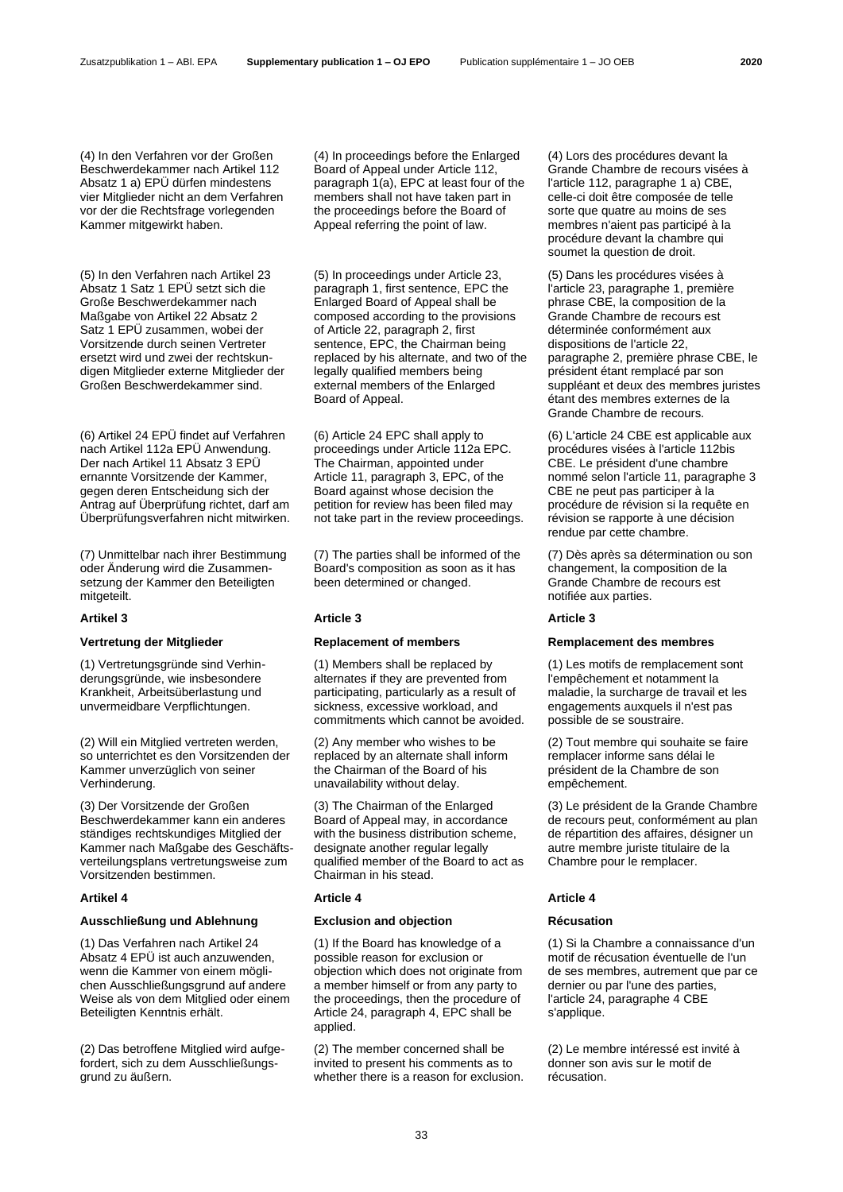(4) In den Verfahren vor der Großen Beschwerdekammer nach Artikel 112 Absatz 1 a) EPÜ dürfen mindestens vier Mitglieder nicht an dem Verfahren vor der die Rechtsfrage vorlegenden Kammer mitgewirkt haben.

(5) In den Verfahren nach Artikel 23 Absatz 1 Satz 1 EPÜ setzt sich die Große Beschwerdekammer nach Maßgabe von Artikel 22 Absatz 2 Satz 1 EPÜ zusammen, wobei der Vorsitzende durch seinen Vertreter ersetzt wird und zwei der rechtskundigen Mitglieder externe Mitglieder der Großen Beschwerdekammer sind.

(6) Artikel 24 EPÜ findet auf Verfahren nach Artikel 112a EPÜ Anwendung. Der nach Artikel 11 Absatz 3 EPÜ ernannte Vorsitzende der Kammer, gegen deren Entscheidung sich der Antrag auf Überprüfung richtet, darf am Überprüfungsverfahren nicht mitwirken.

(7) Unmittelbar nach ihrer Bestimmung oder Änderung wird die Zusammensetzung der Kammer den Beteiligten mitgeteilt.

## Artikel 3

### Vertretung der Mitglieder

(1) Vertretungsgründe sind Verhinderungsgründe, wie insbesondere Krankheit, Arbeitsüberlastung und unvermeidbare Verpflichtungen.

(2) Will ein Mitglied vertreten werden, so unterrichtet es den Vorsitzenden der Kammer unverzüglich von seiner Verhinderung.

(3) Der Vorsitzende der Großen Beschwerdekammer kann ein anderes ständiges rechtskundiges Mitglied der Kammer nach Maßgabe des Geschäftsverteilungsplans vertretungsweise zum Vorsitzenden bestimmen.

## Artikel 4

### Ausschließung und Ablehnung

(1) Das Verfahren nach Artikel 24 Absatz 4 EPÜ ist auch anzuwenden, wenn die Kammer von einem möglichen Ausschließungsgrund auf andere Weise als von dem Mitglied oder einem Beteiligten Kenntnis erhält.

(2) Das betroffene Mitglied wird aufgefordert, sich zu dem Ausschließungsgrund zu äußern.

(4) In proceedings before the Enlarged Board of Appeal under Article 112, paragraph 1(a), EPC at least four of the members shall not have taken part in the proceedings before the Board of Appeal referring the point of law.

(5) In proceedings under Article 23, paragraph 1, first sentence, EPC the Enlarged Board of Appeal shall be composed according to the provisions of Article 22, paragraph 2, first sentence, EPC, the Chairman being replaced by his alternate, and two of the legally qualified members being external members of the Enlarged Board of Appeal.

(6) Article 24 EPC shall apply to proceedings under Article 112a EPC. The Chairman, appointed under Article 11, paragraph 3, EPC, of the Board against whose decision the petition for review has been filed may not take part in the review proceedings.

(7) The parties shall be informed of the Board's composition as soon as it has been determined or changed.

## Article 3

### Replacement of members

(1) Members shall be replaced by alternates if they are prevented from participating, particularly as a result of sickness, excessive workload, and commitments which cannot be avoided.

(2) Any member who wishes to be replaced by an alternate shall inform the Chairman of the Board of his unavailability without delay.

(3) The Chairman of the Enlarged Board of Appeal may, in accordance with the business distribution scheme, designate another regular legally qualified member of the Board to act as Chairman in his stead.

## Article 4

### Exclusion and objection

(1) If the Board has knowledge of a possible reason for exclusion or objection which does not originate from a member himself or from any party to the proceedings, then the procedure of Article 24, paragraph 4, EPC shall be applied.

(2) The member concerned shall be invited to present his comments as to whether there is a reason for exclusion.

(4) Lors des procédures devant la Grande Chambre de recours visées à l'article 112, paragraphe 1 a) CBE, celle-ci doit être composée de telle sorte que quatre au moins de ses membres n'aient pas participé à la procédure devant la chambre qui soumet la question de droit.

(5) Dans les procédures visées à l'article 23, paragraphe 1, première phrase CBE, la composition de la Grande Chambre de recours est déterminée conformément aux dispositions de l'article 22, paragraphe 2, première phrase CBE, le président étant remplacé par son suppléant et deux des membres juristes étant des membres externes de la Grande Chambre de recours.

(6) L'article 24 CBE est applicable aux procédures visées à l'article 112bis CBE. Le président d'une chambre nommé selon l'article 11, paragraphe 3 CBE ne peut pas participer à la procédure de révision si la requête en révision se rapporte à une décision rendue par cette chambre.

(7) Dès après sa détermination ou son changement, la composition de la Grande Chambre de recours est notifiée aux parties.

## Article 3

### Remplacement des membres

(1) Les motifs de remplacement sont l'empêchement et notamment la maladie, la surcharge de travail et les engagements auxquels il n'est pas possible de se soustraire.

(2) Tout membre qui souhaite se faire remplacer informe sans délai le président de la Chambre de son empêchement.

(3) Le président de la Grande Chambre de recours peut, conformément au plan de répartition des affaires, désigner un autre membre juriste titulaire de la Chambre pour le remplacer.

## Article 4

### Récusation

(1) Si la Chambre a connaissance d'un motif de récusation éventuelle de l'un de ses membres, autrement que par ce dernier ou par l'une des parties, l'article 24, paragraphe 4 CBE s'applique.

(2) Le membre intéressé est invité à donner son avis sur le motif de récusation.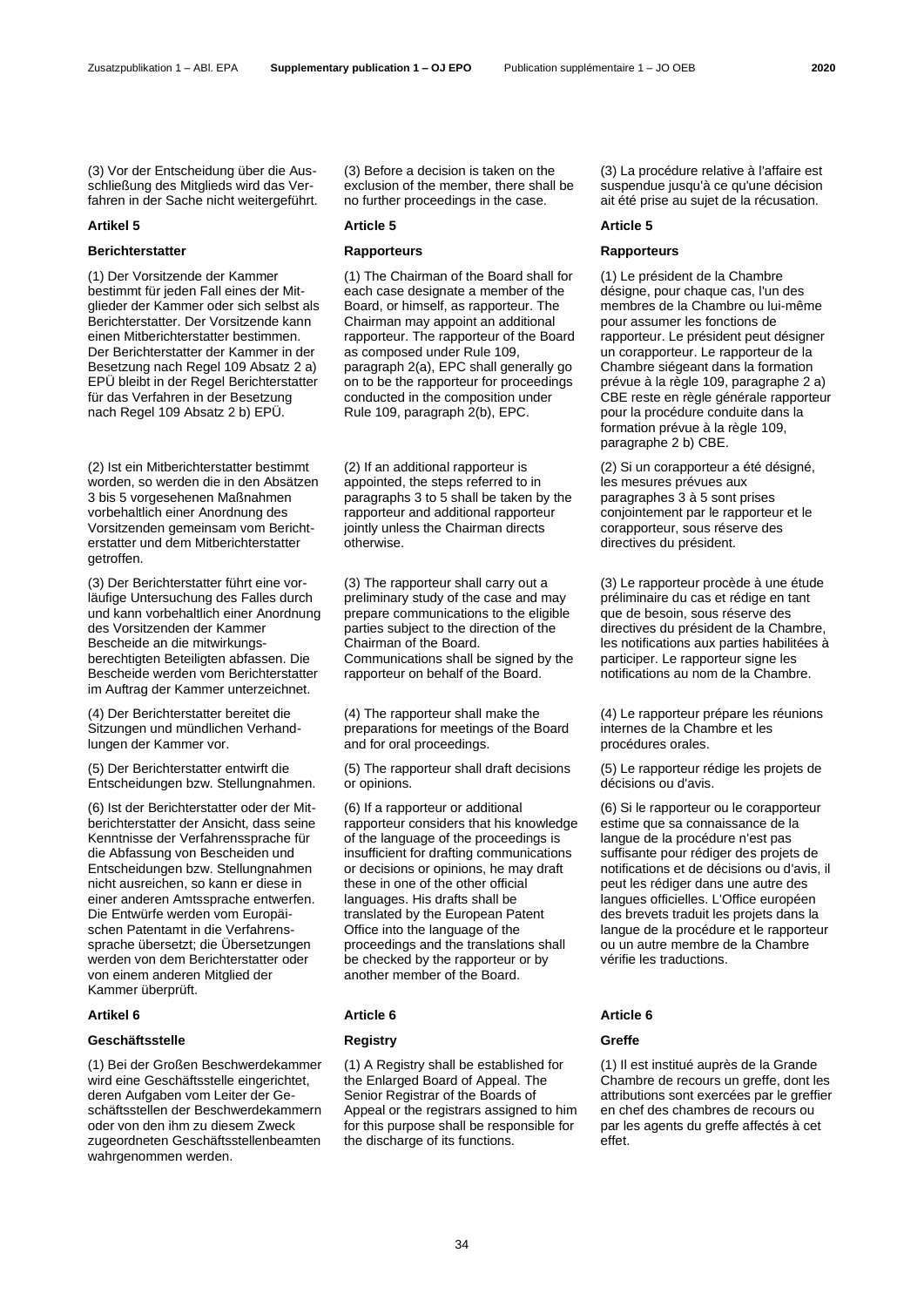(3) Vor der Entscheidung über die Ausschließung des Mitglieds wird das Verfahren in der Sache nicht weitergeführt.

### Artikel 5

#### Berichterstatter

(1) Der Vorsitzende der Kammer bestimmt für jeden Fall eines der Mitglieder der Kammer oder sich selbst als Berichterstatter. Der Vorsitzende kann einen Mitberichterstatter bestimmen. Der Berichterstatter der Kammer in der Besetzung nach Regel 109 Absatz 2 a) EPÜ bleibt in der Regel Berichterstatter für das Verfahren in der Besetzung nach Regel 109 Absatz 2 b) EPÜ.

(2) Ist ein Mitberichterstatter bestimmt worden, so werden die in den Absätzen 3 bis 5 vorgesehenen Maßnahmen vorbehaltlich einer Anordnung des Vorsitzenden gemeinsam vom Berichterstatter und dem Mitberichterstatter getroffen.

(3) Der Berichterstatter führt eine vorläufige Untersuchung des Falles durch und kann vorbehaltlich einer Anordnung des Vorsitzenden der Kammer Bescheide an die mitwirkungsberechtigten Beteiligten abfassen. Die Bescheide werden vom Berichterstatter im Auftrag der Kammer unterzeichnet.

(4) Der Berichterstatter bereitet die Sitzungen und mündlichen Verhandlungen der Kammer vor.

(5) Der Berichterstatter entwirft die Entscheidungen bzw. Stellungnahmen.

(6) Ist der Berichterstatter oder der Mitberichterstatter der Ansicht, dass seine Kenntnisse der Verfahrenssprache für die Abfassung von Bescheiden und Entscheidungen bzw. Stellungnahmen nicht ausreichen, so kann er diese in einer anderen Amtssprache entwerfen. Die Entwürfe werden vom Europäischen Patentamt in die Verfahrenssprache übersetzt; die Übersetzungen werden von dem Berichterstatter oder von einem anderen Mitglied der Kammer überprüft.

### Artikel 6

#### Geschäftsstelle

(1) Bei der Großen Beschwerdekammer wird eine Geschäftsstelle eingerichtet, deren Aufgaben vom Leiter der Geschäftsstellen der Beschwerdekammern oder von den ihm zu diesem Zweck zugeordneten Geschäftsstellenbeamten wahrgenommen werden.

---

(3) Before a decision is taken on the exclusion of the member, there shall be no further proceedings in the case.

### Article 5

#### Rapporteurs

(1) The Chairman of the Board shall for each case designate a member of the Board, or himself, as rapporteur. The Chairman may appoint an additional rapporteur. The rapporteur of the Board as composed under Rule 109, paragraph 2(a), EPC shall generally go on to be the rapporteur for proceedings conducted in the composition under Rule 109, paragraph 2(b), EPC.

(2) If an additional rapporteur is appointed, the steps referred to in paragraphs 3 to 5 shall be taken by the rapporteur and additional rapporteur jointly unless the Chairman directs otherwise.

(3) The rapporteur shall carry out a preliminary study of the case and may prepare communications to the eligible parties subject to the direction of the Chairman of the Board. Communications shall be signed by the rapporteur on behalf of the Board.

(4) The rapporteur shall make the preparations for meetings of the Board and for oral proceedings.

(5) The rapporteur shall draft decisions or opinions.

(6) If a rapporteur or additional rapporteur considers that his knowledge of the language of the proceedings is insufficient for drafting communications or decisions or opinions, he may draft these in one of the other official languages. His drafts shall be translated by the European Patent Office into the language of the proceedings and the translations shall be checked by the rapporteur or by another member of the Board.

### Article 6

#### Registry

(1) A Registry shall be established for the Enlarged Board of Appeal. The Senior Registrar of the Boards of Appeal or the registrars assigned to him for this purpose shall be responsible for the discharge of its functions.

---

(3) La procédure relative à l'affaire est suspendue jusqu'à ce qu'une décision ait été prise au sujet de la récusation.

### Article 5

#### Rapporteurs

(1) Le président de la Chambre désigne, pour chaque cas, l'un des membres de la Chambre ou lui-même pour assumer les fonctions de rapporteur. Le président peut désigner un corapporteur. Le rapporteur de la Chambre siégeant dans la formation prévue à la règle 109, paragraphe 2 a) CBE reste en règle générale rapporteur pour la procédure conduite dans la formation prévue à la règle 109, paragraphe 2 b) CBE.

(2) Si un corapporteur a été désigné, les mesures prévues aux paragraphes 3 à 5 sont prises conjointement par le rapporteur et le corapporteur, sous réserve des directives du président.

(3) Le rapporteur procède à une étude préliminaire du cas et rédige en tant que de besoin, sous réserve des directives du président de la Chambre, les notifications aux parties habilitées à participer. Le rapporteur signe les notifications au nom de la Chambre.

(4) Le rapporteur prépare les réunions internes de la Chambre et les procédures orales.

(5) Le rapporteur rédige les projets de décisions ou d'avis.

(6) Si le rapporteur ou le corapporteur estime que sa connaissance de la langue de la procédure n'est pas suffisante pour rédiger des projets de notifications et de décisions ou d'avis, il peut les rédiger dans une autre des langues officielles. L'Office européen des brevets traduit les projets dans la langue de la procédure et le rapporteur ou un autre membre de la Chambre vérifie les traductions.

### Article 6

#### Greffe

(1) Il est institué auprès de la Grande Chambre de recours un greffe, dont les attributions sont exercées par le greffier en chef des chambres de recours ou par les agents du greffe affectés à cet effet.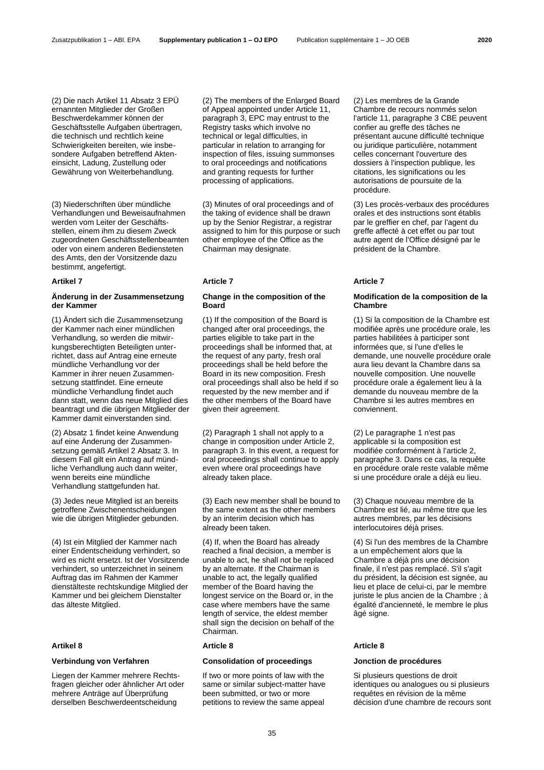(2) Die nach Artikel 11 Absatz 3 EPÜ ernannten Mitglieder der Großen Beschwerdekammer können der Geschäftsstelle Aufgaben übertragen, die technisch und rechtlich keine Schwierigkeiten bereiten, wie insbesondere Aufgaben betreffend Akteneinsicht, Ladung, Zustellung oder Gewährung von Weiterbehandlung.

(3) Niederschriften über mündliche Verhandlungen und Beweisaufnahmen werden vom Leiter der Geschäftsstellen, einem ihm zu diesem Zweck zugeordneten Geschäftsstellenbeamten oder von einem anderen Bediensteten des Amts, den der Vorsitzende dazu bestimmt, angefertigt.

### Artikel 7

#### Änderung in der Zusammensetzung der Kammer

(1) Ändert sich die Zusammensetzung der Kammer nach einer mündlichen Verhandlung, so werden die mitwirkungsberechtigten Beteiligten unterrichtet, dass auf Antrag eine erneute mündliche Verhandlung vor der Kammer in ihrer neuen Zusammensetzung stattfindet. Eine erneute mündliche Verhandlung findet auch dann statt, wenn das neue Mitglied dies beantragt und die übrigen Mitglieder der Kammer damit einverstanden sind.

(2) Absatz 1 findet keine Anwendung auf eine Änderung der Zusammensetzung gemäß Artikel 2 Absatz 3. In diesem Fall gilt ein Antrag auf mündliche Verhandlung auch dann weiter, wenn bereits eine mündliche Verhandlung stattgefunden hat.

(3) Jedes neue Mitglied ist an bereits getroffene Zwischenentscheidungen wie die übrigen Mitglieder gebunden.

(4) Ist ein Mitglied der Kammer nach einer Endentscheidung verhindert, so wird es nicht ersetzt. Ist der Vorsitzende verhindert, so unterzeichnet in seinem Auftrag das im Rahmen der Kammer dienstälteste rechtskundige Mitglied der Kammer und bei gleichem Dienstalter das älteste Mitglied.

### Artikel 8

#### Verbindung von Verfahren

Liegen der Kammer mehrere Rechtsfragen gleicher oder ähnlicher Art oder mehrere Anträge auf Überprüfung derselben Beschwerdeentscheidung

---

(2) The members of the Enlarged Board of Appeal appointed under Article 11, paragraph 3, EPC may entrust to the Registry tasks which involve no technical or legal difficulties, in particular in relation to arranging for inspection of files, issuing summonses to oral proceedings and notifications and granting requests for further processing of applications.

(3) Minutes of oral proceedings and of the taking of evidence shall be drawn up by the Senior Registrar, a registrar assigned to him for this purpose or such other employee of the Office as the Chairman may designate.

### Article 7

#### Change in the composition of the Board

(1) If the composition of the Board is changed after oral proceedings, the parties eligible to take part in the proceedings shall be informed that, at the request of any party, fresh oral proceedings shall be held before the Board in its new composition. Fresh oral proceedings shall also be held if so requested by the new member and if the other members of the Board have given their agreement.

(2) Paragraph 1 shall not apply to a change in composition under Article 2, paragraph 3. In this event, a request for oral proceedings shall continue to apply even where oral proceedings have already taken place.

(3) Each new member shall be bound to the same extent as the other members by an interim decision which has already been taken.

(4) If, when the Board has already reached a final decision, a member is unable to act, he shall not be replaced by an alternate. If the Chairman is unable to act, the legally qualified member of the Board having the longest service on the Board or, in the case where members have the same length of service, the eldest member shall sign the decision on behalf of the Chairman.

### Article 8

#### Consolidation of proceedings

If two or more points of law with the same or similar subject-matter have been submitted, or two or more petitions to review the same appeal

---

(2) Les membres de la Grande Chambre de recours nommés selon l'article 11, paragraphe 3 CBE peuvent confier au greffe des tâches ne présentant aucune difficulté technique ou juridique particulière, notamment celles concernant l'ouverture des dossiers à l'inspection publique, les citations, les significations ou les autorisations de poursuite de la procédure.

(3) Les procès-verbaux des procédures orales et des instructions sont établis par le greffier en chef, par l'agent du greffe affecté à cet effet ou par tout autre agent de l'Office désigné par le président de la Chambre.

### Article 7

#### Modification de la composition de la Chambre

(1) Si la composition de la Chambre est modifiée après une procédure orale, les parties habilitées à participer sont informées que, si l'une d'elles le demande, une nouvelle procédure orale aura lieu devant la Chambre dans sa nouvelle composition. Une nouvelle procédure orale a également lieu à la demande du nouveau membre de la Chambre si les autres membres en conviennent.

(2) Le paragraphe 1 n'est pas applicable si la composition est modifiée conformément à l'article 2, paragraphe 3. Dans ce cas, la requête en procédure orale reste valable même si une procédure orale a déjà eu lieu.

(3) Chaque nouveau membre de la Chambre est lié, au même titre que les autres membres, par les décisions interlocutoires déjà prises.

(4) Si l'un des membres de la Chambre a un empêchement alors que la Chambre a déjà pris une décision finale, il n'est pas remplacé. S'il s'agit du président, la décision est signée, au lieu et place de celui-ci, par le membre juriste le plus ancien de la Chambre ; à égalité d'ancienneté, le membre le plus âgé signe.

### Article 8

#### Jonction de procédures

Si plusieurs questions de droit identiques ou analogues ou si plusieurs requêtes en révision de la même décision d'une chambre de recours sont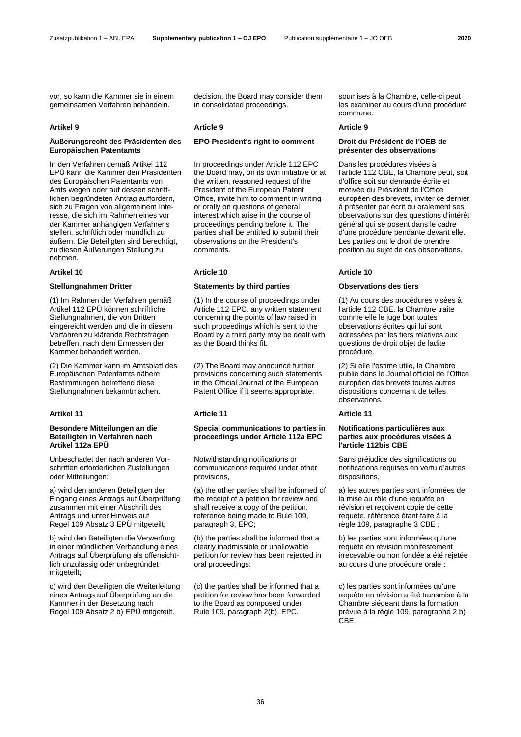vor, so kann die Kammer sie in einem gemeinsamen Verfahren behandeln.

### Artikel 9

**Äußerungsrecht des Präsidenten des Europäischen Patentamts**

In den Verfahren gemäß Artikel 112 EPÜ kann die Kammer den Präsidenten des Europäischen Patentamts von Amts wegen oder auf dessen schriftlichen begründeten Antrag auffordern, sich zu Fragen von allgemeinem Interesse, die sich im Rahmen eines vor der Kammer anhängigen Verfahrens stellen, schriftlich oder mündlich zu äußern. Die Beteiligten sind berechtigt, zu diesen Äußerungen Stellung zu nehmen.

### Artikel 10

**Stellungnahmen Dritter**

(1) Im Rahmen der Verfahren gemäß Artikel 112 EPÜ können schriftliche Stellungnahmen, die von Dritten eingereicht werden und die in diesem Verfahren zu klärende Rechtsfragen betreffen, nach dem Ermessen der Kammer behandelt werden.

(2) Die Kammer kann im Amtsblatt des Europäischen Patentamts nähere Bestimmungen betreffend diese Stellungnahmen bekanntmachen.

### Artikel 11

**Besondere Mitteilungen an die Beteiligten in Verfahren nach Artikel 112a EPÜ**

Unbeschadet der nach anderen Vorschriften erforderlichen Zustellungen oder Mitteilungen:

a) wird den anderen Beteiligten der Eingang eines Antrags auf Überprüfung zusammen mit einer Abschrift des Antrags und unter Hinweis auf Regel 109 Absatz 3 EPÜ mitgeteilt;

b) wird den Beteiligten die Verwerfung in einer mündlichen Verhandlung eines Antrags auf Überprüfung als offensichtlich unzulässig oder unbegründet mitgeteilt;

c) wird den Beteiligten die Weiterleitung eines Antrags auf Überprüfung an die Kammer in der Besetzung nach Regel 109 Absatz 2 b) EPÜ mitgeteilt.

---

decision, the Board may consider them in consolidated proceedings.

### Article 9

**EPO President's right to comment**

In proceedings under Article 112 EPC the Board may, on its own initiative or at the written, reasoned request of the President of the European Patent Office, invite him to comment in writing or orally on questions of general interest which arise in the course of proceedings pending before it. The parties shall be entitled to submit their observations on the President's comments.

### Article 10

**Statements by third parties**

(1) In the course of proceedings under Article 112 EPC, any written statement concerning the points of law raised in such proceedings which is sent to the Board by a third party may be dealt with as the Board thinks fit.

(2) The Board may announce further provisions concerning such statements in the Official Journal of the European Patent Office if it seems appropriate.

### Article 11

**Special communications to parties in proceedings under Article 112a EPC**

Notwithstanding notifications or communications required under other provisions,

(a) the other parties shall be informed of the receipt of a petition for review and shall receive a copy of the petition, reference being made to Rule 109, paragraph 3, EPC;

(b) the parties shall be informed that a clearly inadmissible or unallowable petition for review has been rejected in oral proceedings;

(c) the parties shall be informed that a petition for review has been forwarded to the Board as composed under Rule 109, paragraph 2(b), EPC.

---

soumises à la Chambre, celle-ci peut les examiner au cours d'une procédure commune.

### Article 9

**Droit du Président de l'OEB de présenter des observations**

Dans les procédures visées à l'article 112 CBE, la Chambre peut, soit d'office soit sur demande écrite et motivée du Président de l'Office européen des brevets, inviter ce dernier à présenter par écrit ou oralement ses observations sur des questions d'intérêt général qui se posent dans le cadre d'une procédure pendante devant elle. Les parties ont le droit de prendre position au sujet de ces observations.

### Article 10

**Observations des tiers**

(1) Au cours des procédures visées à l'article 112 CBE, la Chambre traite comme elle le juge bon toutes observations écrites qui lui sont adressées par les tiers relatives aux questions de droit objet de ladite procédure.

(2) Si elle l'estime utile, la Chambre publie dans le Journal officiel de l'Office européen des brevets toutes autres dispositions concernant de telles observations.

### Article 11

**Notifications particulières aux parties aux procédures visées à l'article 112bis CBE**

Sans préjudice des significations ou notifications requises en vertu d'autres dispositions,

a) les autres parties sont informées de la mise au rôle d'une requête en révision et reçoivent copie de cette requête, référence étant faite à la règle 109, paragraphe 3 CBE ;

b) les parties sont informées qu'une requête en révision manifestement irrecevable ou non fondée a été rejetée au cours d'une procédure orale ;

c) les parties sont informées qu'une requête en révision a été transmise à la Chambre siégeant dans la formation prévue à la règle 109, paragraphe 2 b) CBE.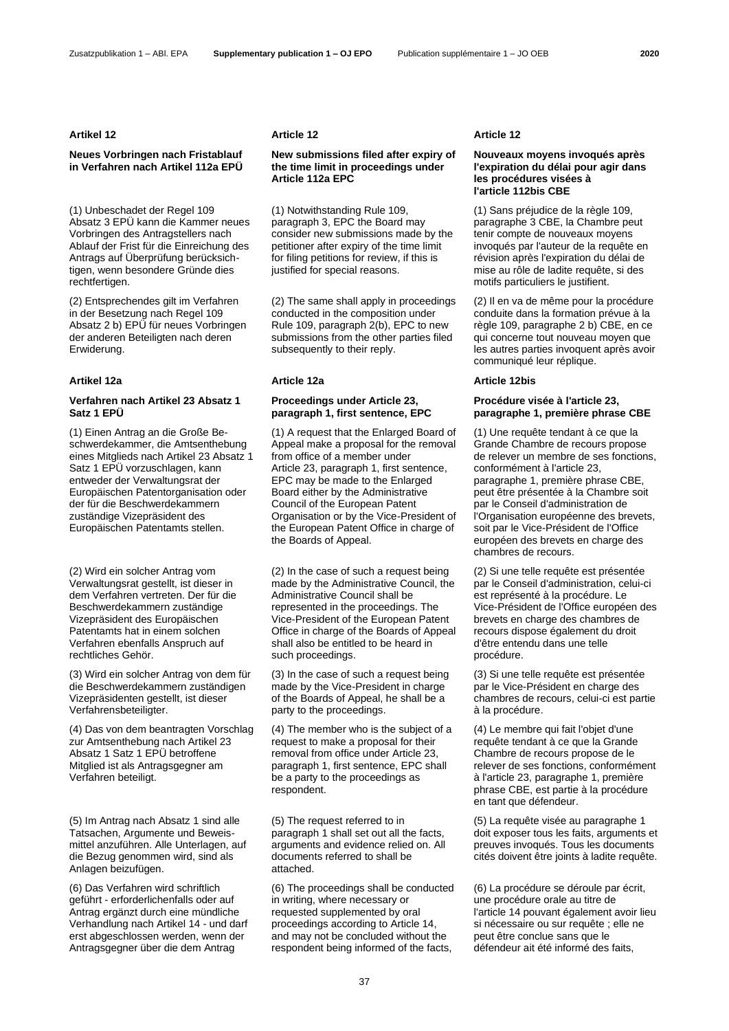**Artikel 12**

**Neues Vorbringen nach Fristablauf in Verfahren nach Artikel 112a EPÜ**

(1) Unbeschadet der Regel 109 Absatz 3 EPÜ kann die Kammer neues Vorbringen des Antragstellers nach Ablauf der Frist für die Einreichung des Antrags auf Überprüfung berücksichtigen, wenn besondere Gründe dies rechtfertigen.

(2) Entsprechendes gilt im Verfahren in der Besetzung nach Regel 109 Absatz 2 b) EPÜ für neues Vorbringen der anderen Beteiligten nach deren Erwiderung.

**Artikel 12a**

**Verfahren nach Artikel 23 Absatz 1 Satz 1 EPÜ**

(1) Einen Antrag an die Große Beschwerdekammer, die Amtsenthebung eines Mitglieds nach Artikel 23 Absatz 1 Satz 1 EPÜ vorzuschlagen, kann entweder der Verwaltungsrat der Europäischen Patentorganisation oder der für die Beschwerdekammern zuständige Vizepräsident des Europäischen Patentamts stellen.

(2) Wird ein solcher Antrag vom Verwaltungsrat gestellt, ist dieser in dem Verfahren vertreten. Der für die Beschwerdekammern zuständige Vizepräsident des Europäischen Patentamts hat in einem solchen Verfahren ebenfalls Anspruch auf rechtliches Gehör.

(3) Wird ein solcher Antrag von dem für die Beschwerdekammern zuständigen Vizepräsidenten gestellt, ist dieser Verfahrensbeteiligter.

(4) Das von dem beantragten Vorschlag zur Amtsenthebung nach Artikel 23 Absatz 1 Satz 1 EPÜ betroffene Mitglied ist als Antragsgegner am Verfahren beteiligt.

(5) Im Antrag nach Absatz 1 sind alle Tatsachen, Argumente und Beweismittel anzuführen. Alle Unterlagen, auf die Bezug genommen wird, sind als Anlagen beizufügen.

(6) Das Verfahren wird schriftlich geführt - erforderlichenfalls oder auf Antrag ergänzt durch eine mündliche Verhandlung nach Artikel 14 - und darf erst abgeschlossen werden, wenn der Antragsgegner über die dem Antrag

**Article 12**

**New submissions filed after expiry of the time limit in proceedings under Article 112a EPC**

(1) Notwithstanding Rule 109, paragraph 3, EPC the Board may consider new submissions made by the petitioner after expiry of the time limit for filing petitions for review, if this is justified for special reasons.

(2) The same shall apply in proceedings conducted in the composition under Rule 109, paragraph 2(b), EPC to new submissions from the other parties filed subsequently to their reply.

**Article 12a**

**Proceedings under Article 23, paragraph 1, first sentence, EPC**

(1) A request that the Enlarged Board of Appeal make a proposal for the removal from office of a member under Article 23, paragraph 1, first sentence, EPC may be made to the Enlarged Board either by the Administrative Council of the European Patent Organisation or by the Vice-President of the European Patent Office in charge of the Boards of Appeal.

(2) In the case of such a request being made by the Administrative Council, the Administrative Council shall be represented in the proceedings. The Vice-President of the European Patent Office in charge of the Boards of Appeal shall also be entitled to be heard in such proceedings.

(3) In the case of such a request being made by the Vice-President in charge of the Boards of Appeal, he shall be a party to the proceedings.

(4) The member who is the subject of a request to make a proposal for their removal from office under Article 23, paragraph 1, first sentence, EPC shall be a party to the proceedings as respondent.

(5) The request referred to in paragraph 1 shall set out all the facts, arguments and evidence relied on. All documents referred to shall be attached.

(6) The proceedings shall be conducted in writing, where necessary or requested supplemented by oral proceedings according to Article 14, and may not be concluded without the respondent being informed of the facts,

**Article 12**

**Nouveaux moyens invoqués après l'expiration du délai pour agir dans les procédures visées à l'article 112bis CBE**

(1) Sans préjudice de la règle 109, paragraphe 3 CBE, la Chambre peut tenir compte de nouveaux moyens invoqués par l'auteur de la requête en révision après l'expiration du délai de mise au rôle de ladite requête, si des motifs particuliers le justifient.

(2) Il en va de même pour la procédure conduite dans la formation prévue à la règle 109, paragraphe 2 b) CBE, en ce qui concerne tout nouveau moyen que les autres parties invoquent après avoir communiqué leur réplique.

**Article 12bis**

**Procédure visée à l'article 23, paragraphe 1, première phrase CBE**

(1) Une requête tendant à ce que la Grande Chambre de recours propose de relever un membre de ses fonctions, conformément à l'article 23, paragraphe 1, première phrase CBE, peut être présentée à la Chambre soit par le Conseil d'administration de l'Organisation européenne des brevets, soit par le Vice-Président de l'Office européen des brevets en charge des chambres de recours.

(2) Si une telle requête est présentée par le Conseil d'administration, celui-ci est représenté à la procédure. Le Vice-Président de l'Office européen des brevets en charge des chambres de recours dispose également du droit d'être entendu dans une telle procédure.

(3) Si une telle requête est présentée par le Vice-Président en charge des chambres de recours, celui-ci est partie à la procédure.

(4) Le membre qui fait l'objet d'une requête tendant à ce que la Grande Chambre de recours propose de le relever de ses fonctions, conformément à l'article 23, paragraphe 1, première phrase CBE, est partie à la procédure en tant que défendeur.

(5) La requête visée au paragraphe 1 doit exposer tous les faits, arguments et preuves invoqués. Tous les documents cités doivent être joints à ladite requête.

(6) La procédure se déroule par écrit, une procédure orale au titre de l'article 14 pouvant également avoir lieu si nécessaire ou sur requête ; elle ne peut être conclue sans que le défendeur ait été informé des faits,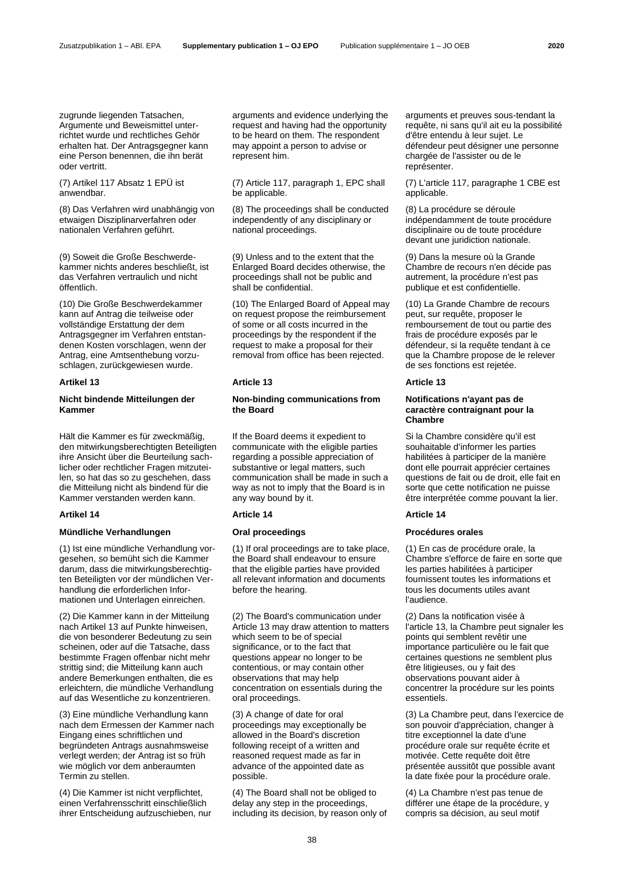zugrunde liegenden Tatsachen, Argumente und Beweismittel unterrichtet wurde und rechtliches Gehör erhalten hat. Der Antragsgegner kann eine Person benennen, die ihn berät oder vertritt.

(7) Artikel 117 Absatz 1 EPÜ ist anwendbar.

(8) Das Verfahren wird unabhängig von etwaigen Disziplinarverfahren oder nationalen Verfahren geführt.

(9) Soweit die Große Beschwerdekammer nichts anderes beschließt, ist das Verfahren vertraulich und nicht öffentlich.

(10) Die Große Beschwerdekammer kann auf Antrag die teilweise oder vollständige Erstattung der dem Antragsgegner im Verfahren entstandenen Kosten vorschlagen, wenn der Antrag, eine Amtsenthebung vorzuschlagen, zurückgewiesen wurde.

**Artikel 13**

**Nicht bindende Mitteilungen der Kammer**

Hält die Kammer es für zweckmäßig, den mitwirkungsberechtigten Beteiligten ihre Ansicht über die Beurteilung sachlicher oder rechtlicher Fragen mitzuteilen, so hat das so zu geschehen, dass die Mitteilung nicht als bindend für die Kammer verstanden werden kann.

**Artikel 14**

**Mündliche Verhandlungen**

(1) Ist eine mündliche Verhandlung vorgesehen, so bemüht sich die Kammer darum, dass die mitwirkungsberechtigten Beteiligten vor der mündlichen Verhandlung die erforderlichen Informationen und Unterlagen einreichen.

(2) Die Kammer kann in der Mitteilung nach Artikel 13 auf Punkte hinweisen, die von besonderer Bedeutung zu sein scheinen, oder auf die Tatsache, dass bestimmte Fragen offenbar nicht mehr strittig sind; die Mitteilung kann auch andere Bemerkungen enthalten, die es erleichtern, die mündliche Verhandlung auf das Wesentliche zu konzentrieren.

(3) Eine mündliche Verhandlung kann nach dem Ermessen der Kammer nach Eingang eines schriftlichen und begründeten Antrags ausnahmsweise verlegt werden; der Antrag ist so früh wie möglich vor dem anberaumten Termin zu stellen.

(4) Die Kammer ist nicht verpflichtet, einen Verfahrensschritt einschließlich ihrer Entscheidung aufzuschieben, nur

arguments and evidence underlying the request and having had the opportunity to be heard on them. The respondent may appoint a person to advise or represent him.

(7) Article 117, paragraph 1, EPC shall be applicable.

(8) The proceedings shall be conducted independently of any disciplinary or national proceedings.

(9) Unless and to the extent that the Enlarged Board decides otherwise, the proceedings shall not be public and shall be confidential.

(10) The Enlarged Board of Appeal may on request propose the reimbursement of some or all costs incurred in the proceedings by the respondent if the request to make a proposal for their removal from office has been rejected.

**Article 13**

**Non-binding communications from the Board**

If the Board deems it expedient to communicate with the eligible parties regarding a possible appreciation of substantive or legal matters, such communication shall be made in such a way as not to imply that the Board is in any way bound by it.

**Article 14**

**Oral proceedings**

(1) If oral proceedings are to take place, the Board shall endeavour to ensure that the eligible parties have provided all relevant information and documents before the hearing.

(2) The Board's communication under Article 13 may draw attention to matters which seem to be of special significance, or to the fact that questions appear no longer to be contentious, or may contain other observations that may help concentration on essentials during the oral proceedings.

(3) A change of date for oral proceedings may exceptionally be allowed in the Board's discretion following receipt of a written and reasoned request made as far in advance of the appointed date as possible.

(4) The Board shall not be obliged to delay any step in the proceedings, including its decision, by reason only of

arguments et preuves sous-tendant la requête, ni sans qu'il ait eu la possibilité d'être entendu à leur sujet. Le défendeur peut désigner une personne chargée de l'assister ou de le représenter.

(7) L'article 117, paragraphe 1 CBE est applicable.

(8) La procédure se déroule indépendamment de toute procédure disciplinaire ou de toute procédure devant une juridiction nationale.

(9) Dans la mesure où la Grande Chambre de recours n'en décide pas autrement, la procédure n'est pas publique et est confidentielle.

(10) La Grande Chambre de recours peut, sur requête, proposer le remboursement de tout ou partie des frais de procédure exposés par le défendeur, si la requête tendant à ce que la Chambre propose de le relever de ses fonctions est rejetée.

**Article 13**

**Notifications n'ayant pas de caractère contraignant pour la Chambre**

Si la Chambre considère qu'il est souhaitable d'informer les parties habilitées à participer de la manière dont elle pourrait apprécier certaines questions de fait ou de droit, elle fait en sorte que cette notification ne puisse être interprétée comme pouvant la lier.

**Article 14**

**Procédures orales**

(1) En cas de procédure orale, la Chambre s'efforce de faire en sorte que les parties habilitées à participer fournissent toutes les informations et tous les documents utiles avant l'audience.

(2) Dans la notification visée à l'article 13, la Chambre peut signaler les points qui semblent revêtir une importance particulière ou le fait que certaines questions ne semblent plus être litigieuses, ou y fait des observations pouvant aider à concentrer la procédure sur les points essentiels.

(3) La Chambre peut, dans l'exercice de son pouvoir d'appréciation, changer à titre exceptionnel la date d'une procédure orale sur requête écrite et motivée. Cette requête doit être présentée aussitôt que possible avant la date fixée pour la procédure orale.

(4) La Chambre n'est pas tenue de différer une étape de la procédure, y compris sa décision, au seul motif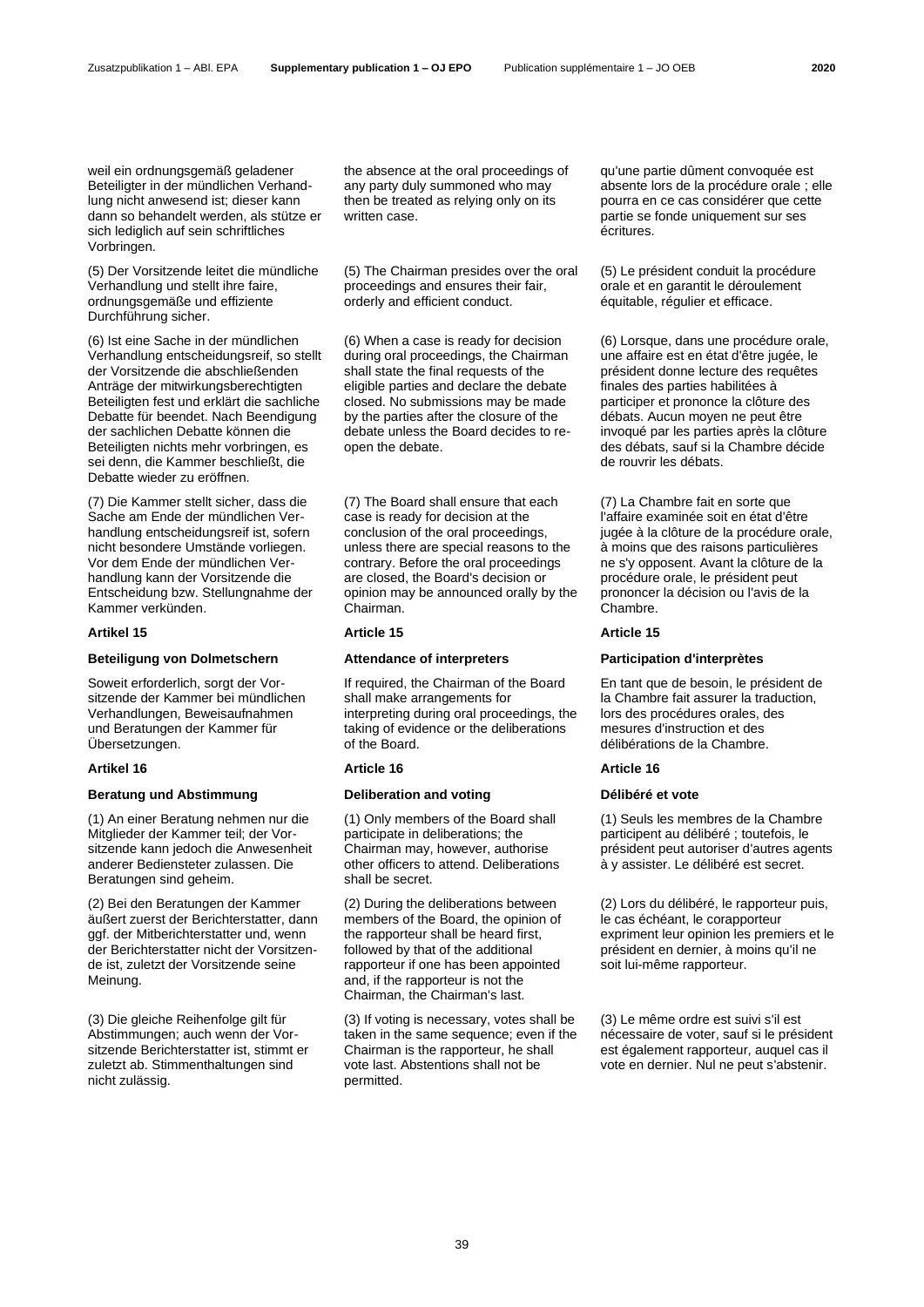weil ein ordnungsgemäß geladener Beteiligter in der mündlichen Verhandlung nicht anwesend ist; dieser kann dann so behandelt werden, als stütze er sich lediglich auf sein schriftliches Vorbringen.

(5) Der Vorsitzende leitet die mündliche Verhandlung und stellt ihre faire, ordnungsgemäße und effiziente Durchführung sicher.

(6) Ist eine Sache in der mündlichen Verhandlung entscheidungsreif, so stellt der Vorsitzende die abschließenden Anträge der mitwirkungsberechtigten Beteiligten fest und erklärt die sachliche Debatte für beendet. Nach Beendigung der sachlichen Debatte können die Beteiligten nichts mehr vorbringen, es sei denn, die Kammer beschließt, die Debatte wieder zu eröffnen.

(7) Die Kammer stellt sicher, dass die Sache am Ende der mündlichen Verhandlung entscheidungsreif ist, sofern nicht besondere Umstände vorliegen. Vor dem Ende der mündlichen Verhandlung kann der Vorsitzende die Entscheidung bzw. Stellungnahme der Kammer verkünden.

**Artikel 15**

**Beteiligung von Dolmetschern**

Soweit erforderlich, sorgt der Vorsitzende der Kammer bei mündlichen Verhandlungen, Beweisaufnahmen und Beratungen der Kammer für Übersetzungen.

**Artikel 16**

**Beratung und Abstimmung**

(1) An einer Beratung nehmen nur die Mitglieder der Kammer teil; der Vorsitzende kann jedoch die Anwesenheit anderer Bediensteter zulassen. Die Beratungen sind geheim.

(2) Bei den Beratungen der Kammer äußert zuerst der Berichterstatter, dann ggf. der Mitberichterstatter und, wenn der Berichterstatter nicht der Vorsitzende ist, zuletzt der Vorsitzende seine Meinung.

(3) Die gleiche Reihenfolge gilt für Abstimmungen; auch wenn der Vorsitzende Berichterstatter ist, stimmt er zuletzt ab. Stimmenthaltungen sind nicht zulässig.

the absence at the oral proceedings of any party duly summoned who may then be treated as relying only on its written case.

(5) The Chairman presides over the oral proceedings and ensures their fair, orderly and efficient conduct.

(6) When a case is ready for decision during oral proceedings, the Chairman shall state the final requests of the eligible parties and declare the debate closed. No submissions may be made by the parties after the closure of the debate unless the Board decides to re-open the debate.

(7) The Board shall ensure that each case is ready for decision at the conclusion of the oral proceedings, unless there are special reasons to the contrary. Before the oral proceedings are closed, the Board's decision or opinion may be announced orally by the Chairman.

**Article 15**

**Attendance of interpreters**

If required, the Chairman of the Board shall make arrangements for interpreting during oral proceedings, the taking of evidence or the deliberations of the Board.

**Article 16**

**Deliberation and voting**

(1) Only members of the Board shall participate in deliberations; the Chairman may, however, authorise other officers to attend. Deliberations shall be secret.

(2) During the deliberations between members of the Board, the opinion of the rapporteur shall be heard first, followed by that of the additional rapporteur if one has been appointed and, if the rapporteur is not the Chairman, the Chairman's last.

(3) If voting is necessary, votes shall be taken in the same sequence; even if the Chairman is the rapporteur, he shall vote last. Abstentions shall not be permitted.

qu'une partie dûment convoquée est absente lors de la procédure orale ; elle pourra en ce cas considérer que cette partie se fonde uniquement sur ses écritures.

(5) Le président conduit la procédure orale et en garantit le déroulement équitable, régulier et efficace.

(6) Lorsque, dans une procédure orale, une affaire est en état d'être jugée, le président donne lecture des requêtes finales des parties habilitées à participer et prononce la clôture des débats. Aucun moyen ne peut être invoqué par les parties après la clôture des débats, sauf si la Chambre décide de rouvrir les débats.

(7) La Chambre fait en sorte que l'affaire examinée soit en état d'être jugée à la clôture de la procédure orale, à moins que des raisons particulières ne s'y opposent. Avant la clôture de la procédure orale, le président peut prononcer la décision ou l'avis de la Chambre.

**Article 15**

**Participation d'interprètes**

En tant que de besoin, le président de la Chambre fait assurer la traduction, lors des procédures orales, des mesures d'instruction et des délibérations de la Chambre.

**Article 16**

**Délibéré et vote**

(1) Seuls les membres de la Chambre participent au délibéré ; toutefois, le président peut autoriser d'autres agents à y assister. Le délibéré est secret.

(2) Lors du délibéré, le rapporteur puis, le cas échéant, le corapporteur expriment leur opinion les premiers et le président en dernier, à moins qu'il ne soit lui-même rapporteur.

(3) Le même ordre est suivi s'il est nécessaire de voter, sauf si le président est également rapporteur, auquel cas il vote en dernier. Nul ne peut s'abstenir.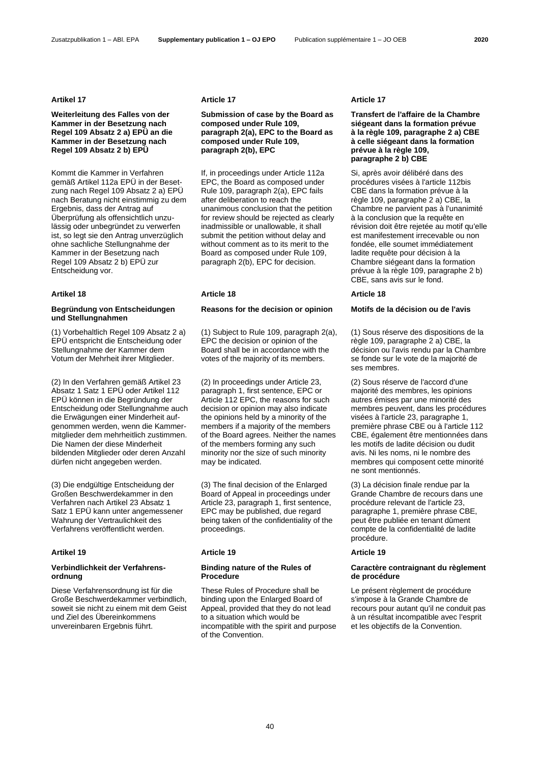## Artikel 17

**Weiterleitung des Falles von der Kammer in der Besetzung nach Regel 109 Absatz 2 a) EPÜ an die Kammer in der Besetzung nach Regel 109 Absatz 2 b) EPÜ**

Kommt die Kammer in Verfahren gemäß Artikel 112a EPÜ in der Besetzung nach Regel 109 Absatz 2 a) EPÜ nach Beratung nicht einstimmig zu dem Ergebnis, dass der Antrag auf Überprüfung als offensichtlich unzulässig oder unbegründet zu verwerfen ist, so legt sie den Antrag unverzüglich ohne sachliche Stellungnahme der Kammer in der Besetzung nach Regel 109 Absatz 2 b) EPÜ zur Entscheidung vor.

## Artikel 18

**Begründung von Entscheidungen und Stellungnahmen**

(1) Vorbehaltlich Regel 109 Absatz 2 a) EPÜ entspricht die Entscheidung oder Stellungnahme der Kammer dem Votum der Mehrheit ihrer Mitglieder.

(2) In den Verfahren gemäß Artikel 23 Absatz 1 Satz 1 EPÜ oder Artikel 112 EPÜ können in die Begründung der Entscheidung oder Stellungnahme auch die Erwägungen einer Minderheit aufgenommen werden, wenn die Kammermitglieder dem mehrheitlich zustimmen. Die Namen der diese Minderheit bildenden Mitglieder oder deren Anzahl dürfen nicht angegeben werden.

(3) Die endgültige Entscheidung der Großen Beschwerdekammer in den Verfahren nach Artikel 23 Absatz 1 Satz 1 EPÜ kann unter angemessener Wahrung der Vertraulichkeit des Verfahrens veröffentlicht werden.

## Artikel 19

**Verbindlichkeit der Verfahrensordnung**

Diese Verfahrensordnung ist für die Große Beschwerdekammer verbindlich, soweit sie nicht zu einem mit dem Geist und Ziel des Übereinkommens unvereinbaren Ergebnis führt.

## Article 17

**Submission of case by the Board as composed under Rule 109, paragraph 2(a), EPC to the Board as composed under Rule 109, paragraph 2(b), EPC**

If, in proceedings under Article 112a EPC, the Board as composed under Rule 109, paragraph 2(a), EPC fails after deliberation to reach the unanimous conclusion that the petition for review should be rejected as clearly inadmissible or unallowable, it shall submit the petition without delay and without comment as to its merit to the Board as composed under Rule 109, paragraph 2(b), EPC for decision.

## Article 18

**Reasons for the decision or opinion**

(1) Subject to Rule 109, paragraph 2(a), EPC the decision or opinion of the Board shall be in accordance with the votes of the majority of its members.

(2) In proceedings under Article 23, paragraph 1, first sentence, EPC or Article 112 EPC, the reasons for such decision or opinion may also indicate the opinions held by a minority of the members if a majority of the members of the Board agrees. Neither the names of the members forming any such minority nor the size of such minority may be indicated.

(3) The final decision of the Enlarged Board of Appeal in proceedings under Article 23, paragraph 1, first sentence, EPC may be published, due regard being taken of the confidentiality of the proceedings.

## Article 19

**Binding nature of the Rules of Procedure**

These Rules of Procedure shall be binding upon the Enlarged Board of Appeal, provided that they do not lead to a situation which would be incompatible with the spirit and purpose of the Convention.

## Article 17

**Transfert de l'affaire de la Chambre siégeant dans la formation prévue à la règle 109, paragraphe 2 a) CBE à celle siégeant dans la formation prévue à la règle 109, paragraphe 2 b) CBE**

Si, après avoir délibéré dans des procédures visées à l'article 112bis CBE dans la formation prévue à la règle 109, paragraphe 2 a) CBE, la Chambre ne parvient pas à l'unanimité à la conclusion que la requête en révision doit être rejetée au motif qu'elle est manifestement irrecevable ou non fondée, elle soumet immédiatement ladite requête pour décision à la Chambre siégeant dans la formation prévue à la règle 109, paragraphe 2 b) CBE, sans avis sur le fond.

## Article 18

**Motifs de la décision ou de l'avis**

(1) Sous réserve des dispositions de la règle 109, paragraphe 2 a) CBE, la décision ou l'avis rendu par la Chambre se fonde sur le vote de la majorité de ses membres.

(2) Sous réserve de l'accord d'une majorité des membres, les opinions autres émises par une minorité des membres peuvent, dans les procédures visées à l'article 23, paragraphe 1, première phrase CBE ou à l'article 112 CBE, également être mentionnées dans les motifs de ladite décision ou dudit avis. Ni les noms, ni le nombre des membres qui composent cette minorité ne sont mentionnés.

(3) La décision finale rendue par la Grande Chambre de recours dans une procédure relevant de l'article 23, paragraphe 1, première phrase CBE, peut être publiée en tenant dûment compte de la confidentialité de ladite procédure.

## Article 19

**Caractère contraignant du règlement de procédure**

Le présent règlement de procédure s'impose à la Grande Chambre de recours pour autant qu'il ne conduit pas à un résultat incompatible avec l'esprit et les objectifs de la Convention.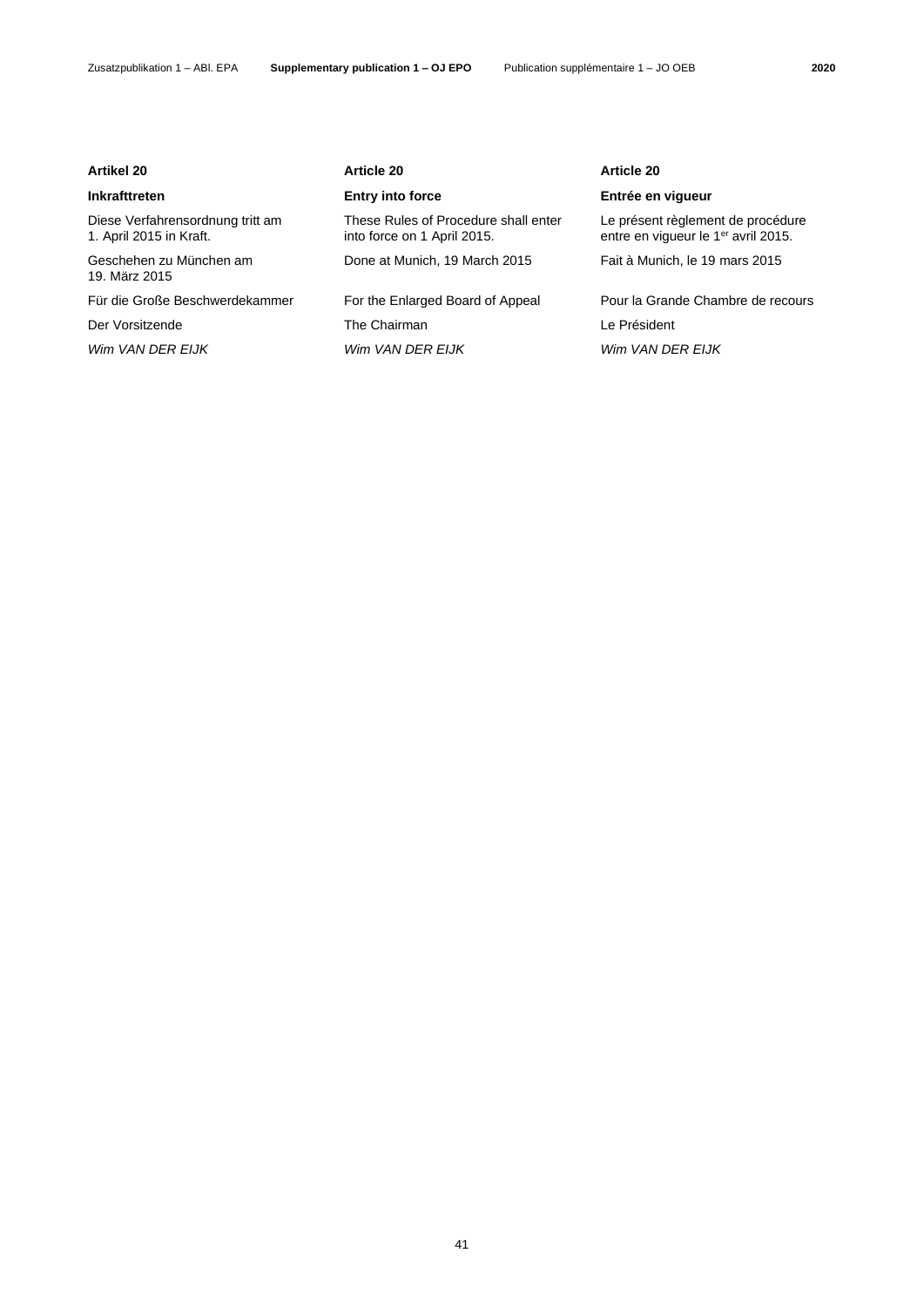**Artikel 20**

**Inkrafttreten**

Diese Verfahrensordnung tritt am 1. April 2015 in Kraft.

Geschehen zu München am 19. März 2015

Für die Große Beschwerdekammer

Der Vorsitzende

*Wim VAN DER EIJK*

**Article 20**

**Entry into force**

These Rules of Procedure shall enter into force on 1 April 2015.

Done at Munich, 19 March 2015

For the Enlarged Board of Appeal

The Chairman

*Wim VAN DER EIJK*

**Article 20**

**Entrée en vigueur**

Le présent règlement de procédure entre en vigueur le 1er avril 2015.

Fait à Munich, le 19 mars 2015

Pour la Grande Chambre de recours

Le Président

*Wim VAN DER EIJK*